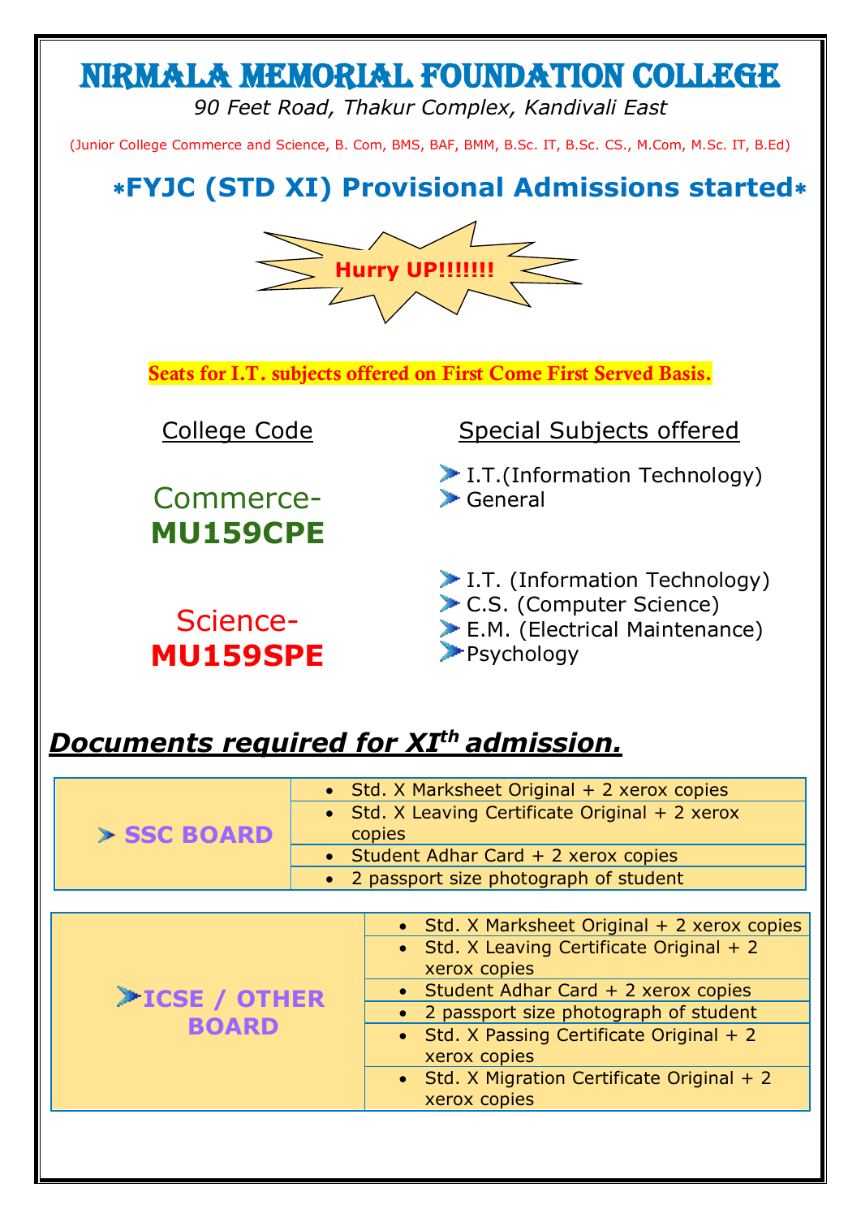# NIRMALA MEMORIAL FOUNDATION COLLEGE

*90 Feet Road, Thakur Complex, Kandivali East*

(Junior College Commerce and Science, B. Com, BMS, BAF, BMM, B.Sc. IT, B.Sc. CS., M.Com, M.Sc. IT, B.Ed)

## *FYJC (STD XI) Provisional Admissions started*

**Hurry UP!!!!!!!**

**Seats for I.T. subjects offered on First Come First Served Basis.**

| College Code | Special Subjects offered |
|---|---|
| Commerce- **MU159CPE** | I.T.(Information Technology)<br>General |
| Science- **MU159SPE** | I.T. (Information Technology)<br>C.S. (Computer Science)<br>E.M. (Electrical Maintenance)<br>Psychology |

## ***Documents required for XIth admission.***

| SSC BOARD | |
|---|---|
| | Std. X Marksheet Original + 2 xerox copies |
| | Std. X Leaving Certificate Original + 2 xerox copies |
| | Student Adhar Card + 2 xerox copies |
| | 2 passport size photograph of student |

| ICSE / OTHER BOARD | |
|---|---|
| | Std. X Marksheet Original + 2 xerox copies |
| | Std. X Leaving Certificate Original + 2 xerox copies |
| | Student Adhar Card + 2 xerox copies |
| | 2 passport size photograph of student |
| | Std. X Passing Certificate Original + 2 xerox copies |
| | Std. X Migration Certificate Original + 2 xerox copies |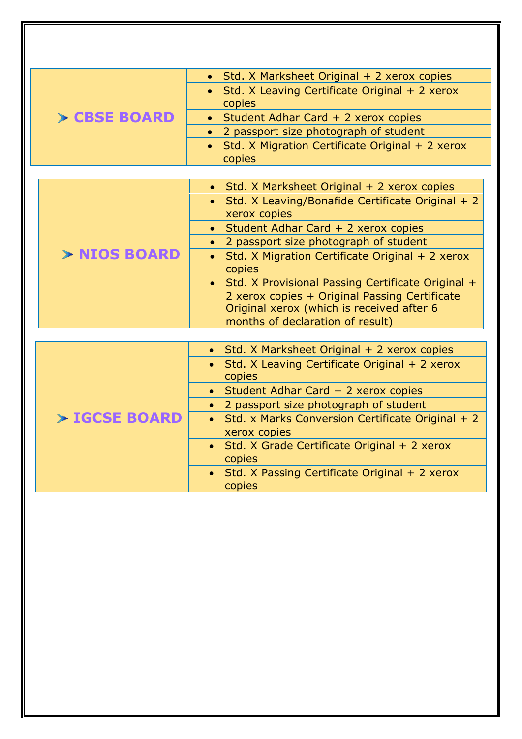| | |
|---|---|
| ➤ **CBSE BOARD** | • Std. X Marksheet Original + 2 xerox copies |
| | • Std. X Leaving Certificate Original + 2 xerox copies |
| | • Student Adhar Card + 2 xerox copies |
| | • 2 passport size photograph of student |
| | • Std. X Migration Certificate Original + 2 xerox copies |

| | |
|---|---|
| ➤ **NIOS BOARD** | • Std. X Marksheet Original + 2 xerox copies |
| | • Std. X Leaving/Bonafide Certificate Original + 2 xerox copies |
| | • Student Adhar Card + 2 xerox copies |
| | • 2 passport size photograph of student |
| | • Std. X Migration Certificate Original + 2 xerox copies |
| | • Std. X Provisional Passing Certificate Original + 2 xerox copies + Original Passing Certificate Original xerox (which is received after 6 months of declaration of result) |

| | |
|---|---|
| ➤ **IGCSE BOARD** | • Std. X Marksheet Original + 2 xerox copies |
| | • Std. X Leaving Certificate Original + 2 xerox copies |
| | • Student Adhar Card + 2 xerox copies |
| | • 2 passport size photograph of student |
| | • Std. x Marks Conversion Certificate Original + 2 xerox copies |
| | • Std. X Grade Certificate Original + 2 xerox copies |
| | • Std. X Passing Certificate Original + 2 xerox copies |